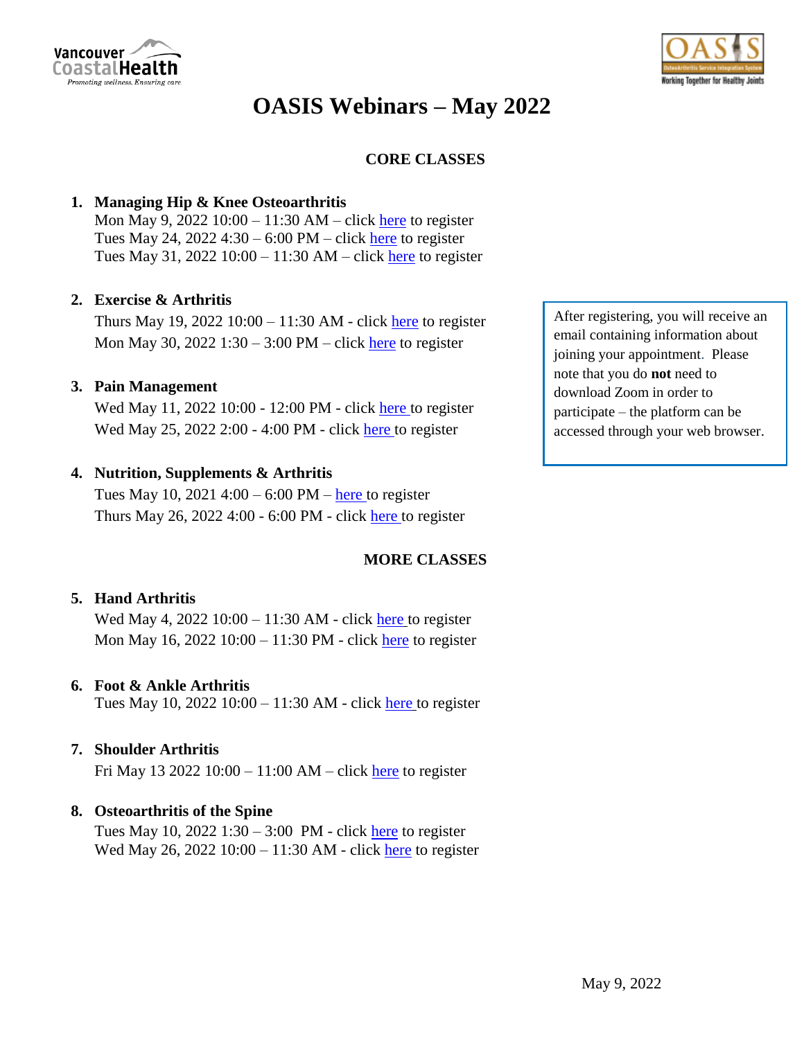# OASIS Webinars – May 2022

## CORE CLASSES

1. **Managing Hip & Knee Osteoarthritis**
   Mon May 9, 2022 10:00 – 11:30 AM – click here to register
   Tues May 24, 2022 4:30 – 6:00 PM – click here to register
   Tues May 31, 2022 10:00 – 11:30 AM – click here to register

2. **Exercise & Arthritis**
   Thurs May 19, 2022 10:00 – 11:30 AM - click here to register
   Mon May 30, 2022 1:30 – 3:00 PM – click here to register

3. **Pain Management**
   Wed May 11, 2022 10:00 - 12:00 PM - click here to register
   Wed May 25, 2022 2:00 - 4:00 PM - click here to register

4. **Nutrition, Supplements & Arthritis**
   Tues May 10, 2021 4:00 – 6:00 PM – here to register
   Thurs May 26, 2022 4:00 - 6:00 PM - click here to register

After registering, you will receive an email containing information about joining your appointment. Please note that you do **not** need to download Zoom in order to participate – the platform can be accessed through your web browser.

## MORE CLASSES

5. **Hand Arthritis**
   Wed May 4, 2022 10:00 – 11:30 AM - click here to register
   Mon May 16, 2022 10:00 – 11:30 PM - click here to register

6. **Foot & Ankle Arthritis**
   Tues May 10, 2022 10:00 – 11:30 AM - click here to register

7. **Shoulder Arthritis**
   Fri May 13 2022 10:00 – 11:00 AM – click here to register

8. **Osteoarthritis of the Spine**
   Tues May 10, 2022 1:30 – 3:00 PM - click here to register
   Wed May 26, 2022 10:00 – 11:30 AM - click here to register

May 9, 2022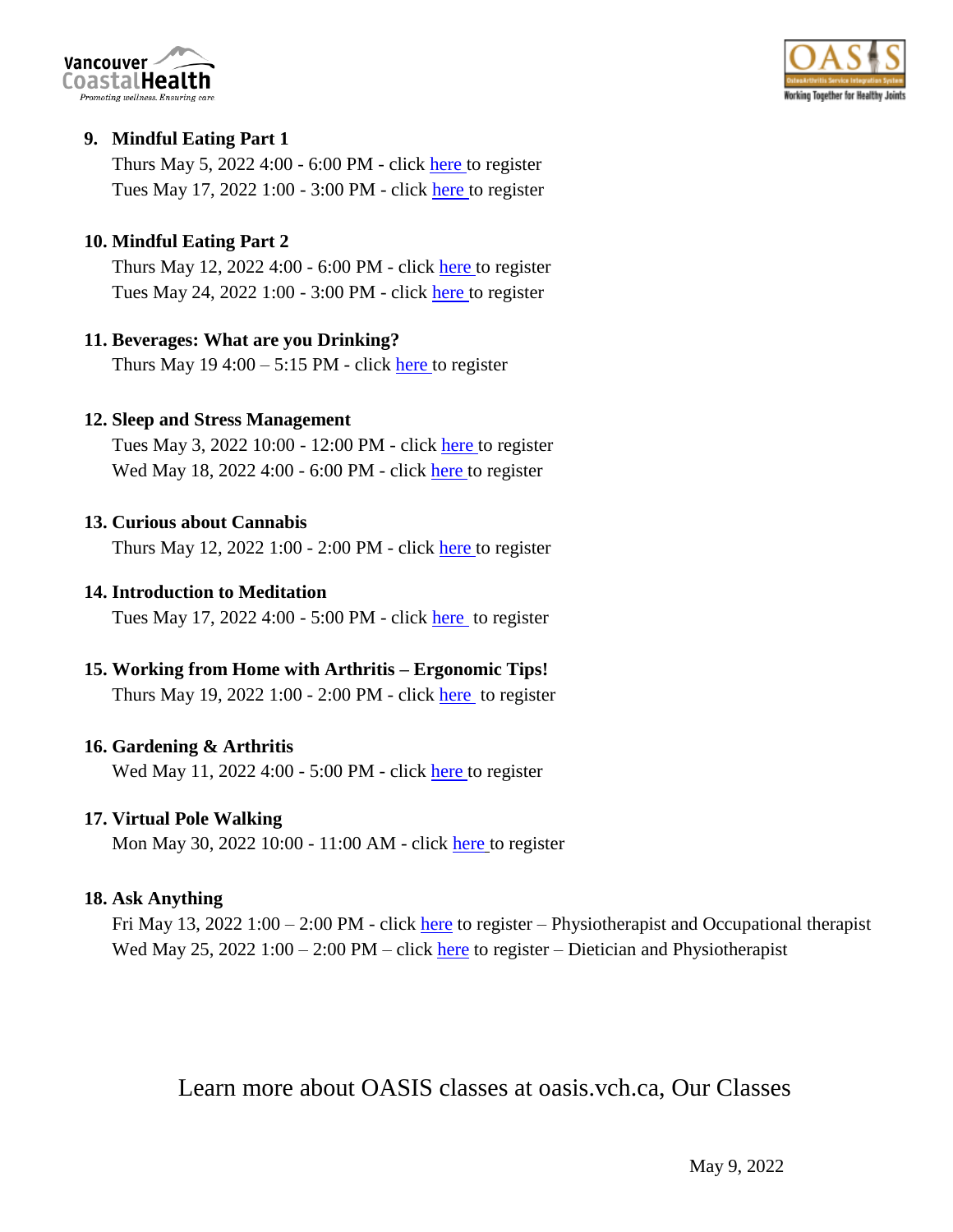9. **Mindful Eating Part 1**
   Thurs May 5, 2022 4:00 - 6:00 PM - click here to register
   Tues May 17, 2022 1:00 - 3:00 PM - click here to register

10. **Mindful Eating Part 2**
    Thurs May 12, 2022 4:00 - 6:00 PM - click here to register
    Tues May 24, 2022 1:00 - 3:00 PM - click here to register

11. **Beverages: What are you Drinking?**
    Thurs May 19 4:00 – 5:15 PM - click here to register

12. **Sleep and Stress Management**
    Tues May 3, 2022 10:00 - 12:00 PM - click here to register
    Wed May 18, 2022 4:00 - 6:00 PM - click here to register

13. **Curious about Cannabis**
    Thurs May 12, 2022 1:00 - 2:00 PM - click here to register

14. **Introduction to Meditation**
    Tues May 17, 2022 4:00 - 5:00 PM - click here to register

15. **Working from Home with Arthritis – Ergonomic Tips!**
    Thurs May 19, 2022 1:00 - 2:00 PM - click here to register

16. **Gardening & Arthritis**
    Wed May 11, 2022 4:00 - 5:00 PM - click here to register

17. **Virtual Pole Walking**
    Mon May 30, 2022 10:00 - 11:00 AM - click here to register

18. **Ask Anything**
    Fri May 13, 2022 1:00 – 2:00 PM - click here to register – Physiotherapist and Occupational therapist
    Wed May 25, 2022 1:00 – 2:00 PM – click here to register – Dietician and Physiotherapist

Learn more about OASIS classes at oasis.vch.ca, Our Classes

May 9, 2022